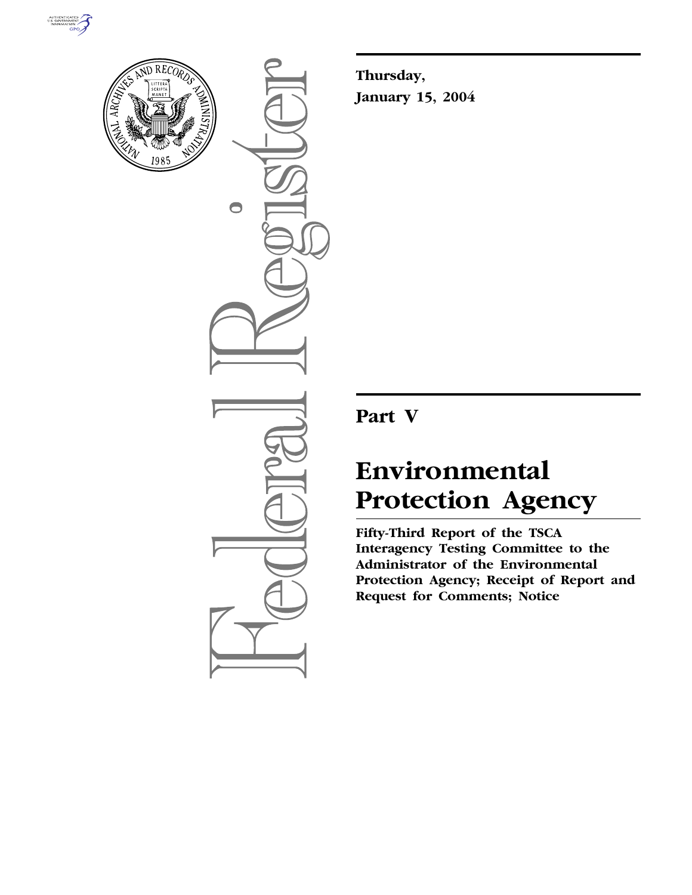**Thursday,**

**January 15, 2004**

## Part V

# Environmental Protection Agency

**Fifty-Third Report of the TSCA Interagency Testing Committee to the Administrator of the Environmental Protection Agency; Receipt of Report and Request for Comments; Notice**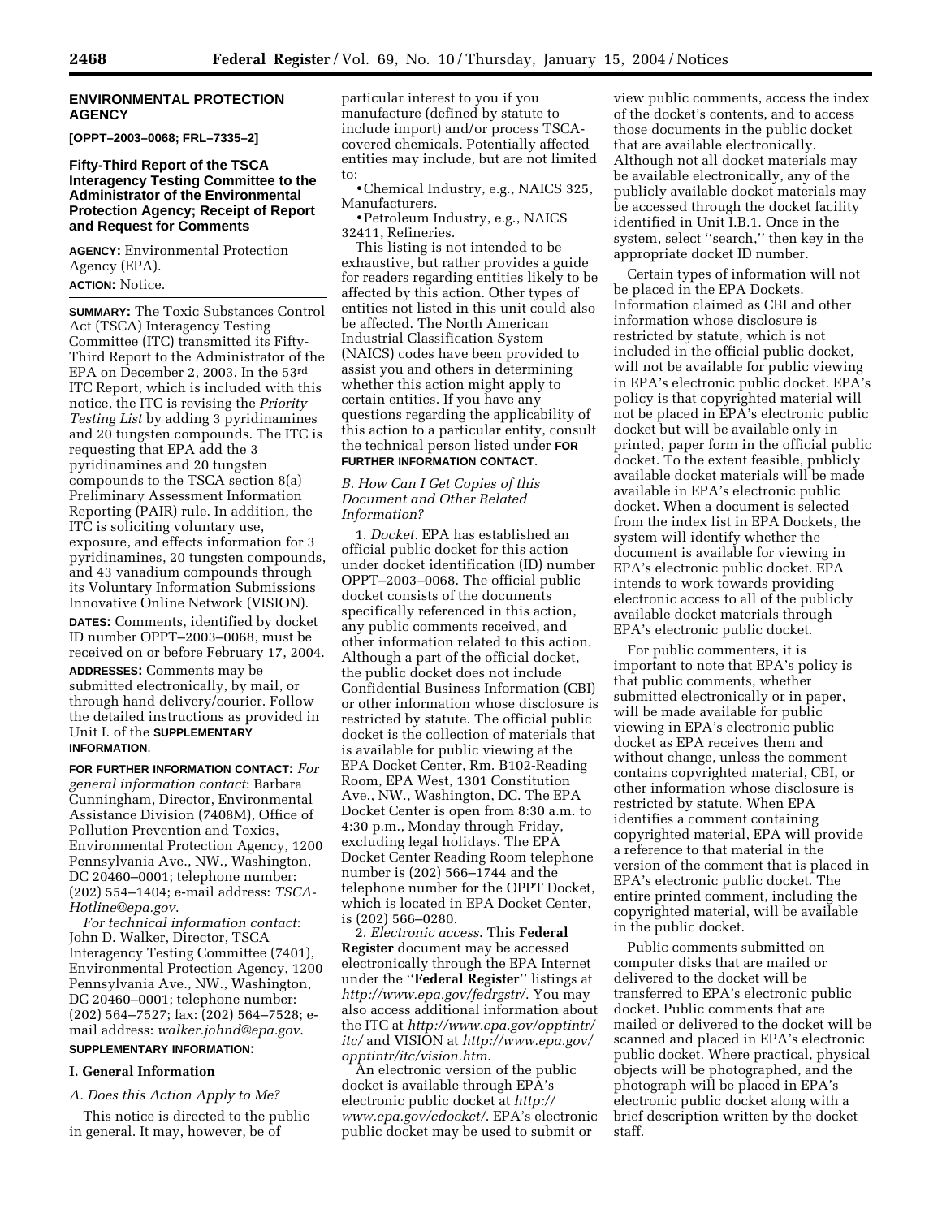**ENVIRONMENTAL PROTECTION AGENCY**

**[OPPT–2003–0068; FRL–7335–2]**

## Fifty-Third Report of the TSCA Interagency Testing Committee to the Administrator of the Environmental Protection Agency; Receipt of Report and Request for Comments

**AGENCY:** Environmental Protection Agency (EPA).

**ACTION:** Notice.

**SUMMARY:** The Toxic Substances Control Act (TSCA) Interagency Testing Committee (ITC) transmitted its Fifty-Third Report to the Administrator of the EPA on December 2, 2003. In the 53rd ITC Report, which is included with this notice, the ITC is revising the *Priority Testing List* by adding 3 pyridinamines and 20 tungsten compounds. The ITC is requesting that EPA add the 3 pyridinamines and 20 tungsten compounds to the TSCA section 8(a) Preliminary Assessment Information Reporting (PAIR) rule. In addition, the ITC is soliciting voluntary use, exposure, and effects information for 3 pyridinamines, 20 tungsten compounds, and 43 vanadium compounds through its Voluntary Information Submissions Innovative Online Network (VISION).

**DATES:** Comments, identified by docket ID number OPPT–2003–0068, must be received on or before February 17, 2004.

**ADDRESSES:** Comments may be submitted electronically, by mail, or through hand delivery/courier. Follow the detailed instructions as provided in Unit I. of the **SUPPLEMENTARY INFORMATION**.

**FOR FURTHER INFORMATION CONTACT:** *For general information contact*: Barbara Cunningham, Director, Environmental Assistance Division (7408M), Office of Pollution Prevention and Toxics, Environmental Protection Agency, 1200 Pennsylvania Ave., NW., Washington, DC 20460–0001; telephone number: (202) 554–1404; e-mail address: *TSCA-Hotline@epa.gov*.

*For technical information contact*: John D. Walker, Director, TSCA Interagency Testing Committee (7401), Environmental Protection Agency, 1200 Pennsylvania Ave., NW., Washington, DC 20460–0001; telephone number: (202) 564–7527; fax: (202) 564–7528; e-mail address: *walker.johnd@epa.gov*.

**SUPPLEMENTARY INFORMATION:**

### I. General Information

#### *A. Does this Action Apply to Me?*

This notice is directed to the public in general. It may, however, be of particular interest to you if you manufacture (defined by statute to include import) and/or process TSCA-covered chemicals. Potentially affected entities may include, but are not limited to:

- Chemical Industry, e.g., NAICS 325, Manufacturers.
- Petroleum Industry, e.g., NAICS 32411, Refineries.

This listing is not intended to be exhaustive, but rather provides a guide for readers regarding entities likely to be affected by this action. Other types of entities not listed in this unit could also be affected. The North American Industrial Classification System (NAICS) codes have been provided to assist you and others in determining whether this action might apply to certain entities. If you have any questions regarding the applicability of this action to a particular entity, consult the technical person listed under **FOR FURTHER INFORMATION CONTACT**.

#### *B. How Can I Get Copies of this Document and Other Related Information?*

1. *Docket*. EPA has established an official public docket for this action under docket identification (ID) number OPPT–2003–0068. The official public docket consists of the documents specifically referenced in this action, any public comments received, and other information related to this action. Although a part of the official docket, the public docket does not include Confidential Business Information (CBI) or other information whose disclosure is restricted by statute. The official public docket is the collection of materials that is available for public viewing at the EPA Docket Center, Rm. B102-Reading Room, EPA West, 1301 Constitution Ave., NW., Washington, DC. The EPA Docket Center is open from 8:30 a.m. to 4:30 p.m., Monday through Friday, excluding legal holidays. The EPA Docket Center Reading Room telephone number is (202) 566–1744 and the telephone number for the OPPT Docket, which is located in EPA Docket Center, is (202) 566–0280.

2. *Electronic access*. This **Federal Register** document may be accessed electronically through the EPA Internet under the ''**Federal Register**'' listings at *http://www.epa.gov/fedrgstr/*. You may also access additional information about the ITC at *http://www.epa.gov/opptintr/itc/* and VISION at *http://www.epa.gov/opptintr/itc/vision.htm*.

An electronic version of the public docket is available through EPA's electronic public docket at *http://www.epa.gov/edocket/*. EPA's electronic public docket may be used to submit or view public comments, access the index of the docket's contents, and to access those documents in the public docket that are available electronically. Although not all docket materials may be available electronically, any of the publicly available docket materials may be accessed through the docket facility identified in Unit I.B.1. Once in the system, select ''search,'' then key in the appropriate docket ID number.

Certain types of information will not be placed in the EPA Dockets. Information claimed as CBI and other information whose disclosure is restricted by statute, which is not included in the official public docket, will not be available for public viewing in EPA's electronic public docket. EPA's policy is that copyrighted material will not be placed in EPA's electronic public docket but will be available only in printed, paper form in the official public docket. To the extent feasible, publicly available docket materials will be made available in EPA's electronic public docket. When a document is selected from the index list in EPA Dockets, the system will identify whether the document is available for viewing in EPA's electronic public docket. EPA intends to work towards providing electronic access to all of the publicly available docket materials through EPA's electronic public docket.

For public commenters, it is important to note that EPA's policy is that public comments, whether submitted electronically or in paper, will be made available for public viewing in EPA's electronic public docket as EPA receives them and without change, unless the comment contains copyrighted material, CBI, or other information whose disclosure is restricted by statute. When EPA identifies a comment containing copyrighted material, EPA will provide a reference to that material in the version of the comment that is placed in EPA's electronic public docket. The entire printed comment, including the copyrighted material, will be available in the public docket.

Public comments submitted on computer disks that are mailed or delivered to the docket will be transferred to EPA's electronic public docket. Public comments that are mailed or delivered to the docket will be scanned and placed in EPA's electronic public docket. Where practical, physical objects will be photographed, and the photograph will be placed in EPA's electronic public docket along with a brief description written by the docket staff.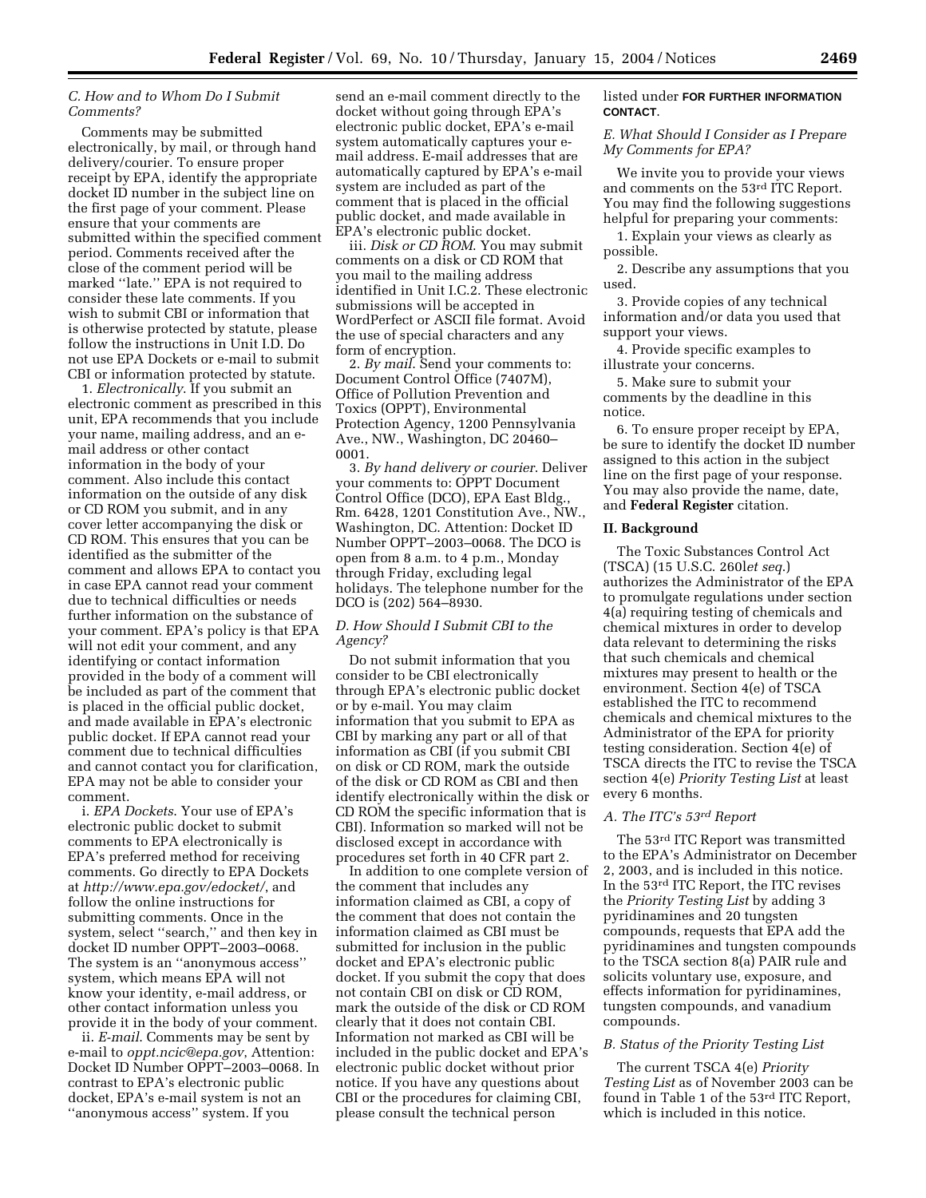### C. How and to Whom Do I Submit Comments?

Comments may be submitted electronically, by mail, or through hand delivery/courier. To ensure proper receipt by EPA, identify the appropriate docket ID number in the subject line on the first page of your comment. Please ensure that your comments are submitted within the specified comment period. Comments received after the close of the comment period will be marked "late." EPA is not required to consider these late comments. If you wish to submit CBI or information that is otherwise protected by statute, please follow the instructions in Unit I.D. Do not use EPA Dockets or e-mail to submit CBI or information protected by statute.

1. *Electronically*. If you submit an electronic comment as prescribed in this unit, EPA recommends that you include your name, mailing address, and an e-mail address or other contact information in the body of your comment. Also include this contact information on the outside of any disk or CD ROM you submit, and in any cover letter accompanying the disk or CD ROM. This ensures that you can be identified as the submitter of the comment and allows EPA to contact you in case EPA cannot read your comment due to technical difficulties or needs further information on the substance of your comment. EPA's policy is that EPA will not edit your comment, and any identifying or contact information provided in the body of a comment will be included as part of the comment that is placed in the official public docket, and made available in EPA's electronic public docket. If EPA cannot read your comment due to technical difficulties and cannot contact you for clarification, EPA may not be able to consider your comment.

i. *EPA Dockets*. Your use of EPA's electronic public docket to submit comments to EPA electronically is EPA's preferred method for receiving comments. Go directly to EPA Dockets at *http://www.epa.gov/edocket/*, and follow the online instructions for submitting comments. Once in the system, select "search," and then key in docket ID number OPPT–2003–0068. The system is an "anonymous access" system, which means EPA will not know your identity, e-mail address, or other contact information unless you provide it in the body of your comment.

ii. *E-mail*. Comments may be sent by e-mail to *oppt.ncic@epa.gov*, Attention: Docket ID Number OPPT–2003–0068. In contrast to EPA's electronic public docket, EPA's e-mail system is not an "anonymous access" system. If you send an e-mail comment directly to the docket without going through EPA's electronic public docket, EPA's e-mail system automatically captures your e-mail address. E-mail addresses that are automatically captured by EPA's e-mail system are included as part of the comment that is placed in the official public docket, and made available in EPA's electronic public docket.

iii. *Disk or CD ROM*. You may submit comments on a disk or CD ROM that you mail to the mailing address identified in Unit I.C.2. These electronic submissions will be accepted in WordPerfect or ASCII file format. Avoid the use of special characters and any form of encryption.

2. *By mail*. Send your comments to: Document Control Office (7407M), Office of Pollution Prevention and Toxics (OPPT), Environmental Protection Agency, 1200 Pennsylvania Ave., NW., Washington, DC 20460–0001.

3. *By hand delivery or courier*. Deliver your comments to: OPPT Document Control Office (DCO), EPA East Bldg., Rm. 6428, 1201 Constitution Ave., NW., Washington, DC. Attention: Docket ID Number OPPT–2003–0068. The DCO is open from 8 a.m. to 4 p.m., Monday through Friday, excluding legal holidays. The telephone number for the DCO is (202) 564–8930.

### D. How Should I Submit CBI to the Agency?

Do not submit information that you consider to be CBI electronically through EPA's electronic public docket or by e-mail. You may claim information that you submit to EPA as CBI by marking any part or all of that information as CBI (if you submit CBI on disk or CD ROM, mark the outside of the disk or CD ROM as CBI and then identify electronically within the disk or CD ROM the specific information that is CBI). Information so marked will not be disclosed except in accordance with procedures set forth in 40 CFR part 2.

In addition to one complete version of the comment that includes any information claimed as CBI, a copy of the comment that does not contain the information claimed as CBI must be submitted for inclusion in the public docket and EPA's electronic public docket. If you submit the copy that does not contain CBI on disk or CD ROM, mark the outside of the disk or CD ROM clearly that it does not contain CBI. Information not marked as CBI will be included in the public docket and EPA's electronic public docket without prior notice. If you have any questions about CBI or the procedures for claiming CBI, please consult the technical person listed under **FOR FURTHER INFORMATION CONTACT**.

### E. What Should I Consider as I Prepare My Comments for EPA?

We invite you to provide your views and comments on the 53rd ITC Report. You may find the following suggestions helpful for preparing your comments:

1. Explain your views as clearly as possible.

2. Describe any assumptions that you used.

3. Provide copies of any technical information and/or data you used that support your views.

4. Provide specific examples to illustrate your concerns.

5. Make sure to submit your comments by the deadline in this notice.

6. To ensure proper receipt by EPA, be sure to identify the docket ID number assigned to this action in the subject line on the first page of your response. You may also provide the name, date, and **Federal Register** citation.

## II. Background

The Toxic Substances Control Act (TSCA) (15 U.S.C. 260l*et seq.*) authorizes the Administrator of the EPA to promulgate regulations under section 4(a) requiring testing of chemicals and chemical mixtures in order to develop data relevant to determining the risks that such chemicals and chemical mixtures may present to health or the environment. Section 4(e) of TSCA established the ITC to recommend chemicals and chemical mixtures to the Administrator of the EPA for priority testing consideration. Section 4(e) of TSCA directs the ITC to revise the TSCA section 4(e) *Priority Testing List* at least every 6 months.

### A. The ITC's 53rd Report

The 53rd ITC Report was transmitted to the EPA's Administrator on December 2, 2003, and is included in this notice. In the 53rd ITC Report, the ITC revises the *Priority Testing List* by adding 3 pyridinamines and 20 tungsten compounds, requests that EPA add the pyridinamines and tungsten compounds to the TSCA section 8(a) PAIR rule and solicits voluntary use, exposure, and effects information for pyridinamines, tungsten compounds, and vanadium compounds.

### B. Status of the Priority Testing List

The current TSCA 4(e) *Priority Testing List* as of November 2003 can be found in Table 1 of the 53rd ITC Report, which is included in this notice.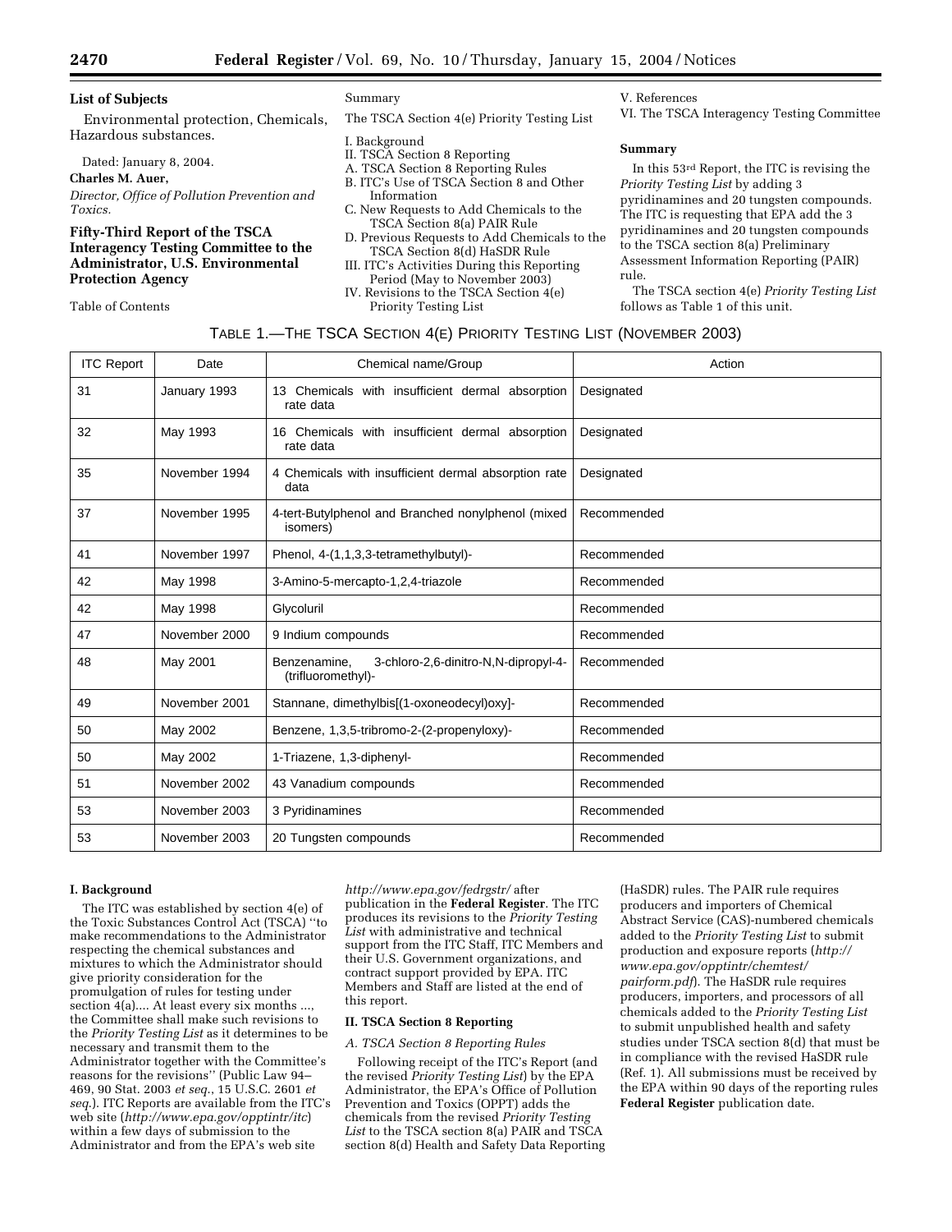**List of Subjects**

Environmental protection, Chemicals, Hazardous substances.

Dated: January 8, 2004.

**Charles M. Auer,**

*Director, Office of Pollution Prevention and Toxics.*

## Fifty-Third Report of the TSCA Interagency Testing Committee to the Administrator, U.S. Environmental Protection Agency

Table of Contents

Summary

The TSCA Section 4(e) Priority Testing List

I. Background
II. TSCA Section 8 Reporting
A. TSCA Section 8 Reporting Rules
B. ITC's Use of TSCA Section 8 and Other Information
C. New Requests to Add Chemicals to the TSCA Section 8(a) PAIR Rule
D. Previous Requests to Add Chemicals to the TSCA Section 8(d) HaSDR Rule
III. ITC's Activities During this Reporting Period (May to November 2003)
IV. Revisions to the TSCA Section 4(e) Priority Testing List
V. References
VI. The TSCA Interagency Testing Committee

**Summary**

In this 53rd Report, the ITC is revising the *Priority Testing List* by adding 3 pyridinamines and 20 tungsten compounds. The ITC is requesting that EPA add the 3 pyridinamines and 20 tungsten compounds to the TSCA section 8(a) Preliminary Assessment Information Reporting (PAIR) rule.

The TSCA section 4(e) *Priority Testing List* follows as Table 1 of this unit.

TABLE 1.—THE TSCA SECTION 4(E) PRIORITY TESTING LIST (NOVEMBER 2003)

| ITC Report | Date | Chemical name/Group | Action |
|---|---|---|---|
| 31 | January 1993 | 13 Chemicals with insufficient dermal absorption rate data | Designated |
| 32 | May 1993 | 16 Chemicals with insufficient dermal absorption rate data | Designated |
| 35 | November 1994 | 4 Chemicals with insufficient dermal absorption rate data | Designated |
| 37 | November 1995 | 4-tert-Butylphenol and Branched nonylphenol (mixed isomers) | Recommended |
| 41 | November 1997 | Phenol, 4-(1,1,3,3-tetramethylbutyl)- | Recommended |
| 42 | May 1998 | 3-Amino-5-mercapto-1,2,4-triazole | Recommended |
| 42 | May 1998 | Glycoluril | Recommended |
| 47 | November 2000 | 9 Indium compounds | Recommended |
| 48 | May 2001 | Benzenamine, 3-chloro-2,6-dinitro-N,N-dipropyl-4-(trifluoromethyl)- | Recommended |
| 49 | November 2001 | Stannane, dimethylbis[(1-oxoneodecyl)oxy]- | Recommended |
| 50 | May 2002 | Benzene, 1,3,5-tribromo-2-(2-propenyloxy)- | Recommended |
| 50 | May 2002 | 1-Triazene, 1,3-diphenyl- | Recommended |
| 51 | November 2002 | 43 Vanadium compounds | Recommended |
| 53 | November 2003 | 3 Pyridinamines | Recommended |
| 53 | November 2003 | 20 Tungsten compounds | Recommended |

**I. Background**

The ITC was established by section 4(e) of the Toxic Substances Control Act (TSCA) "to make recommendations to the Administrator respecting the chemical substances and mixtures to which the Administrator should give priority consideration for the promulgation of rules for testing under section 4(a).... At least every six months ..., the Committee shall make such revisions to the *Priority Testing List* as it determines to be necessary and transmit them to the Administrator together with the Committee's reasons for the revisions" (Public Law 94–469, 90 Stat. 2003 *et seq.*, 15 U.S.C. 2601 *et seq.*). ITC Reports are available from the ITC's web site (*http://www.epa.gov/opptintr/itc*) within a few days of submission to the Administrator and from the EPA's web site *http://www.epa.gov/fedrgstr/* after publication in the **Federal Register**. The ITC produces its revisions to the *Priority Testing List* with administrative and technical support from the ITC Staff, ITC Members and their U.S. Government organizations, and contract support provided by EPA. ITC Members and Staff are listed at the end of this report.

**II. TSCA Section 8 Reporting**

*A. TSCA Section 8 Reporting Rules*

Following receipt of the ITC's Report (and the revised *Priority Testing List*) by the EPA Administrator, the EPA's Office of Pollution Prevention and Toxics (OPPT) adds the chemicals from the revised *Priority Testing List* to the TSCA section 8(a) PAIR and TSCA section 8(d) Health and Safety Data Reporting (HaSDR) rules. The PAIR rule requires producers and importers of Chemical Abstract Service (CAS)-numbered chemicals added to the *Priority Testing List* to submit production and exposure reports (*http://www.epa.gov/opptintr/chemtest/pairform.pdf*). The HaSDR rule requires producers, importers, and processors of all chemicals added to the *Priority Testing List* to submit unpublished health and safety studies under TSCA section 8(d) that must be in compliance with the revised HaSDR rule (Ref. 1). All submissions must be received by the EPA within 90 days of the reporting rules **Federal Register** publication date.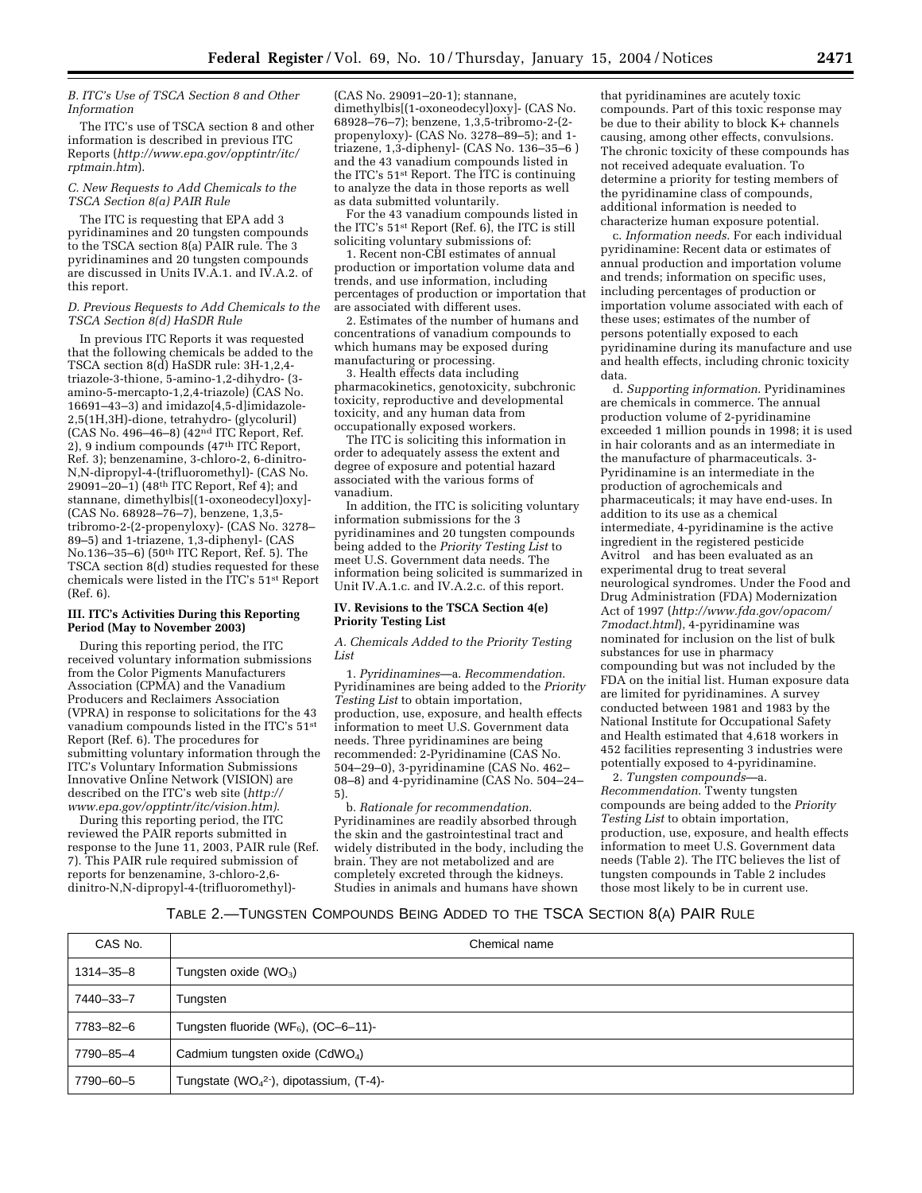*B. ITC's Use of TSCA Section 8 and Other Information*

The ITC's use of TSCA section 8 and other information is described in previous ITC Reports (*http://www.epa.gov/opptintr/itc/rptmain.htm*).

*C. New Requests to Add Chemicals to the TSCA Section 8(a) PAIR Rule*

The ITC is requesting that EPA add 3 pyridinamines and 20 tungsten compounds to the TSCA section 8(a) PAIR rule. The 3 pyridinamines and 20 tungsten compounds are discussed in Units IV.A.1. and IV.A.2. of this report.

*D. Previous Requests to Add Chemicals to the TSCA Section 8(d) HaSDR Rule*

In previous ITC Reports it was requested that the following chemicals be added to the TSCA section 8(d) HaSDR rule: 3H-1,2,4-triazole-3-thione, 5-amino-1,2-dihydro- (3-amino-5-mercapto-1,2,4-triazole) (CAS No. 16691–43–3) and imidazo[4,5-d]imidazole-2,5(1H,3H)-dione, tetrahydro- (glycoluril) (CAS No. 496–46–8) (42nd ITC Report, Ref. 2), 9 indium compounds (47th ITC Report, Ref. 3); benzenamine, 3-chloro-2, 6-dinitro-N,N-dipropyl-4-(trifluoromethyl)- (CAS No. 29091–20–1) (48th ITC Report, Ref 4); and stannane, dimethylbis[(1-oxoneodecyl)oxy]- (CAS No. 68928–76–7), benzene, 1,3,5-tribromo-2-(2-propenyloxy)- (CAS No. 3278–89–5) and 1-triazene, 1,3-diphenyl- (CAS No.136–35–6) (50th ITC Report, Ref. 5). The TSCA section 8(d) studies requested for these chemicals were listed in the ITC's 51st Report (Ref. 6).

**III. ITC's Activities During this Reporting Period (May to November 2003)**

During this reporting period, the ITC received voluntary information submissions from the Color Pigments Manufacturers Association (CPMA) and the Vanadium Producers and Reclaimers Association (VPRA) in response to solicitations for the 43 vanadium compounds listed in the ITC's 51st Report (Ref. 6). The procedures for submitting voluntary information through the ITC's Voluntary Information Submissions Innovative Online Network (VISION) are described on the ITC's web site (*http://www.epa.gov/opptintr/itc/vision.htm)*.

During this reporting period, the ITC reviewed the PAIR reports submitted in response to the June 11, 2003, PAIR rule (Ref. 7). This PAIR rule required submission of reports for benzenamine, 3-chloro-2,6-dinitro-N,N-dipropyl-4-(trifluoromethyl)- (CAS No. 29091–20-1); stannane, dimethylbis[(1-oxoneodecyl)oxy]- (CAS No. 68928–76–7); benzene, 1,3,5-tribromo-2-(2-propenyloxy)- (CAS No. 3278–89–5); and 1-triazene, 1,3-diphenyl- (CAS No. 136–35–6 ) and the 43 vanadium compounds listed in the ITC's 51st Report. The ITC is continuing to analyze the data in those reports as well as data submitted voluntarily.

For the 43 vanadium compounds listed in the ITC's 51st Report (Ref. 6), the ITC is still soliciting voluntary submissions of:

1. Recent non-CBI estimates of annual production or importation volume data and trends, and use information, including percentages of production or importation that are associated with different uses.

2. Estimates of the number of humans and concentrations of vanadium compounds to which humans may be exposed during manufacturing or processing.

3. Health effects data including pharmacokinetics, genotoxicity, subchronic toxicity, reproductive and developmental toxicity, and any human data from occupationally exposed workers.

The ITC is soliciting this information in order to adequately assess the extent and degree of exposure and potential hazard associated with the various forms of vanadium.

In addition, the ITC is soliciting voluntary information submissions for the 3 pyridinamines and 20 tungsten compounds being added to the *Priority Testing List* to meet U.S. Government data needs. The information being solicited is summarized in Unit IV.A.1.c. and IV.A.2.c. of this report.

**IV. Revisions to the TSCA Section 4(e) Priority Testing List**

*A. Chemicals Added to the Priority Testing List*

1. *Pyridinamines*—a. *Recommendation.* Pyridinamines are being added to the *Priority Testing List* to obtain importation, production, use, exposure, and health effects information to meet U.S. Government data needs. Three pyridinamines are being recommended: 2-Pyridinamine (CAS No. 504–29–0), 3-pyridinamine (CAS No. 462–08–8) and 4-pyridinamine (CAS No. 504–24–5).

b. *Rationale for recommendation.* Pyridinamines are readily absorbed through the skin and the gastrointestinal tract and widely distributed in the body, including the brain. They are not metabolized and are completely excreted through the kidneys. Studies in animals and humans have shown that pyridinamines are acutely toxic compounds. Part of this toxic response may be due to their ability to block $K^+$ channels causing, among other effects, convulsions. The chronic toxicity of these compounds has not received adequate evaluation. To determine a priority for testing members of the pyridinamine class of compounds, additional information is needed to characterize human exposure potential.

c. *Information needs*. For each individual pyridinamine: Recent data or estimates of annual production and importation volume and trends; information on specific uses, including percentages of production or importation volume associated with each of these uses; estimates of the number of persons potentially exposed to each pyridinamine during its manufacture and use and health effects, including chronic toxicity data.

d. *Supporting information.* Pyridinamines are chemicals in commerce. The annual production volume of 2-pyridinamine exceeded 1 million pounds in 1998; it is used in hair colorants and as an intermediate in the manufacture of pharmaceuticals. 3-Pyridinamine is an intermediate in the production of agrochemicals and pharmaceuticals; it may have end-uses. In addition to its use as a chemical intermediate, 4-pyridinamine is the active ingredient in the registered pesticide Avitrol and has been evaluated as an experimental drug to treat several neurological syndromes. Under the Food and Drug Administration (FDA) Modernization Act of 1997 (*http://www.fda.gov/opacom/7modact.html*), 4-pyridinamine was nominated for inclusion on the list of bulk substances for use in pharmacy compounding but was not included by the FDA on the initial list. Human exposure data are limited for pyridinamines. A survey conducted between 1981 and 1983 by the National Institute for Occupational Safety and Health estimated that 4,618 workers in 452 facilities representing 3 industries were potentially exposed to 4-pyridinamine.

2. *Tungsten compounds*—a. *Recommendation*. Twenty tungsten compounds are being added to the *Priority Testing List* to obtain importation, production, use, exposure, and health effects information to meet U.S. Government data needs (Table 2). The ITC believes the list of tungsten compounds in Table 2 includes those most likely to be in current use.

TABLE 2.—TUNGSTEN COMPOUNDS BEING ADDED TO THE TSCA SECTION 8(A) PAIR RULE

| CAS No. | Chemical name |
|---|---|
| 1314–35–8 | Tungsten oxide ($WO_3$) |
| 7440–33–7 | Tungsten |
| 7783–82–6 | Tungsten fluoride ($WF_6$), (OC–6–11)- |
| 7790–85–4 | Cadmium tungsten oxide ($CdWO_4$) |
| 7790–60–5 | Tungstate ($WO_4^{2-}$), dipotassium, (T-4)- |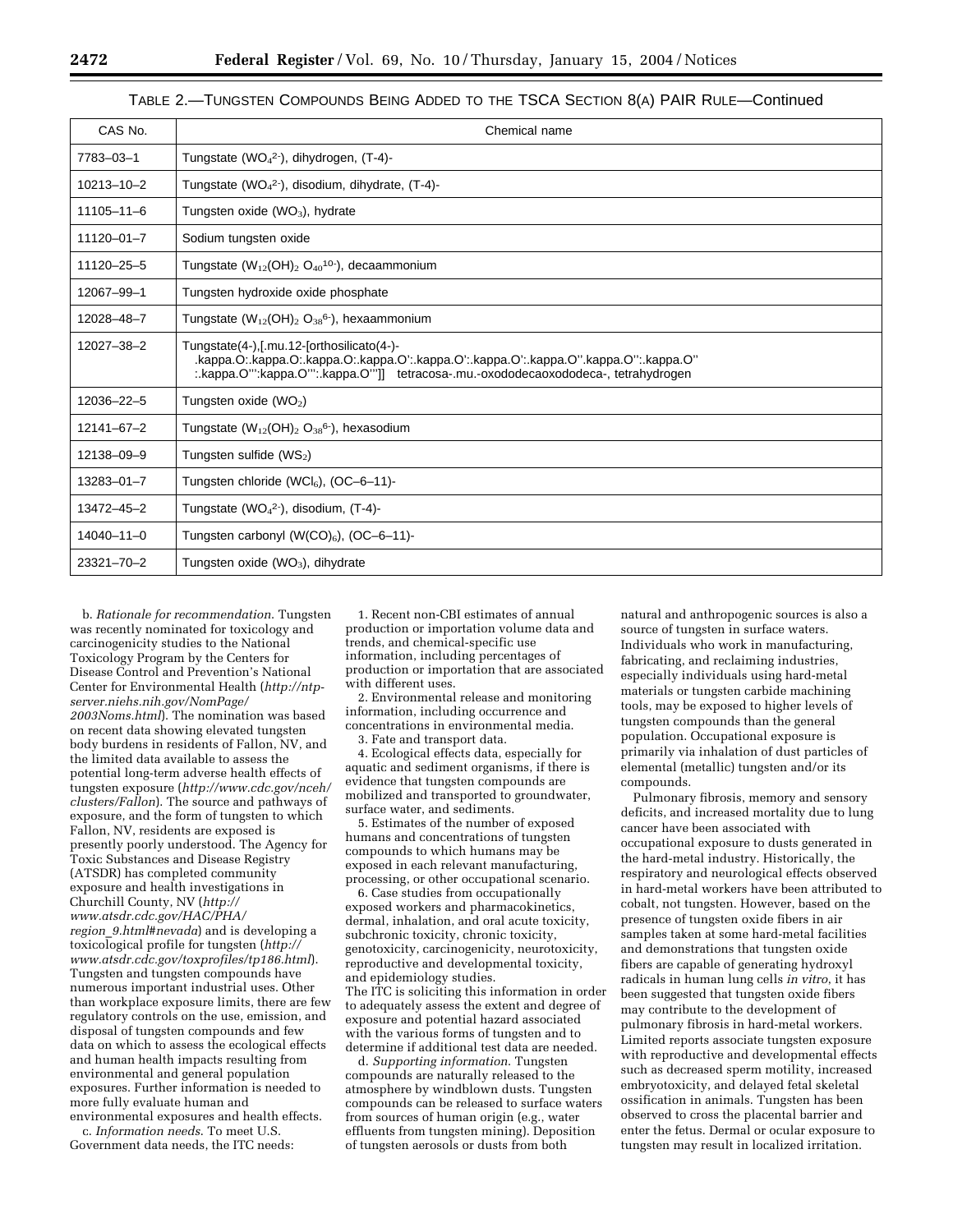TABLE 2.—TUNGSTEN COMPOUNDS BEING ADDED TO THE TSCA SECTION 8(A) PAIR RULE—Continued

| CAS No. | Chemical name |
| --- | --- |
| 7783–03–1 | Tungstate ($WO_4^{2-}$), dihydrogen, (T-4)- |
| 10213–10–2 | Tungstate ($WO_4^{2-}$), disodium, dihydrate, (T-4)- |
| 11105–11–6 | Tungsten oxide ($WO_3$), hydrate |
| 11120–01–7 | Sodium tungsten oxide |
| 11120–25–5 | Tungstate ($W_{12}(OH)_2\ O_{40}^{10-}$), decaammonium |
| 12067–99–1 | Tungsten hydroxide oxide phosphate |
| 12028–48–7 | Tungstate ($W_{12}(OH)_2\ O_{38}^{6-}$), hexaammonium |
| 12027–38–2 | Tungstate(4-),[.mu.12-[orthosilicato(4-)-.kappa.O:.kappa.O:.kappa.O:.kappa.O':.kappa.O':.kappa.O':.kappa.O''.kappa.O'':.kappa.O'':.kappa.O''':kappa.O''':.kappa.O''']] tetracosa-.mu.-oxododecaoxododeca-, tetrahydrogen |
| 12036–22–5 | Tungsten oxide ($WO_2$) |
| 12141–67–2 | Tungstate ($W_{12}(OH)_2\ O_{38}^{6-}$), hexasodium |
| 12138–09–9 | Tungsten sulfide ($WS_2$) |
| 13283–01–7 | Tungsten chloride ($WCl_6$), (OC–6–11)- |
| 13472–45–2 | Tungstate ($WO_4^{2-}$), disodium, (T-4)- |
| 14040–11–0 | Tungsten carbonyl ($W(CO)_6$), (OC–6–11)- |
| 23321–70–2 | Tungsten oxide ($WO_3$), dihydrate |

b. *Rationale for recommendation*. Tungsten was recently nominated for toxicology and carcinogenicity studies to the National Toxicology Program by the Centers for Disease Control and Prevention's National Center for Environmental Health (*http://ntp-server.niehs.nih.gov/NomPage/2003Noms.html*). The nomination was based on recent data showing elevated tungsten body burdens in residents of Fallon, NV, and the limited data available to assess the potential long-term adverse health effects of tungsten exposure (*http://www.cdc.gov/nceh/clusters/Fallon*). The source and pathways of exposure, and the form of tungsten to which Fallon, NV, residents are exposed is presently poorly understood. The Agency for Toxic Substances and Disease Registry (ATSDR) has completed community exposure and health investigations in Churchill County, NV (*http://www.atsdr.cdc.gov/HAC/PHA/region_9.html#nevada*) and is developing a toxicological profile for tungsten (*http://www.atsdr.cdc.gov/toxprofiles/tp186.html*). Tungsten and tungsten compounds have numerous important industrial uses. Other than workplace exposure limits, there are few regulatory controls on the use, emission, and disposal of tungsten compounds and few data on which to assess the ecological effects and human health impacts resulting from environmental and general population exposures. Further information is needed to more fully evaluate human and environmental exposures and health effects.

c. *Information needs*. To meet U.S. Government data needs, the ITC needs:

1. Recent non-CBI estimates of annual production or importation volume data and trends, and chemical-specific use information, including percentages of production or importation that are associated with different uses.

2. Environmental release and monitoring information, including occurrence and concentrations in environmental media.

3. Fate and transport data.

4. Ecological effects data, especially for aquatic and sediment organisms, if there is evidence that tungsten compounds are mobilized and transported to groundwater, surface water, and sediments.

5. Estimates of the number of exposed humans and concentrations of tungsten compounds to which humans may be exposed in each relevant manufacturing, processing, or other occupational scenario.

6. Case studies from occupationally exposed workers and pharmacokinetics, dermal, inhalation, and oral acute toxicity, subchronic toxicity, chronic toxicity, genotoxicity, carcinogenicity, neurotoxicity, reproductive and developmental toxicity, and epidemiology studies.

The ITC is soliciting this information in order to adequately assess the extent and degree of exposure and potential hazard associated with the various forms of tungsten and to determine if additional test data are needed.

d. *Supporting information*. Tungsten compounds are naturally released to the atmosphere by windblown dusts. Tungsten compounds can be released to surface waters from sources of human origin (e.g., water effluents from tungsten mining). Deposition of tungsten aerosols or dusts from both natural and anthropogenic sources is also a source of tungsten in surface waters. Individuals who work in manufacturing, fabricating, and reclaiming industries, especially individuals using hard-metal materials or tungsten carbide machining tools, may be exposed to higher levels of tungsten compounds than the general population. Occupational exposure is primarily via inhalation of dust particles of elemental (metallic) tungsten and/or its compounds.

Pulmonary fibrosis, memory and sensory deficits, and increased mortality due to lung cancer have been associated with occupational exposure to dusts generated in the hard-metal industry. Historically, the respiratory and neurological effects observed in hard-metal workers have been attributed to cobalt, not tungsten. However, based on the presence of tungsten oxide fibers in air samples taken at some hard-metal facilities and demonstrations that tungsten oxide fibers are capable of generating hydroxyl radicals in human lung cells *in vitro*, it has been suggested that tungsten oxide fibers may contribute to the development of pulmonary fibrosis in hard-metal workers. Limited reports associate tungsten exposure with reproductive and developmental effects such as decreased sperm motility, increased embryotoxicity, and delayed fetal skeletal ossification in animals. Tungsten has been observed to cross the placental barrier and enter the fetus. Dermal or ocular exposure to tungsten may result in localized irritation.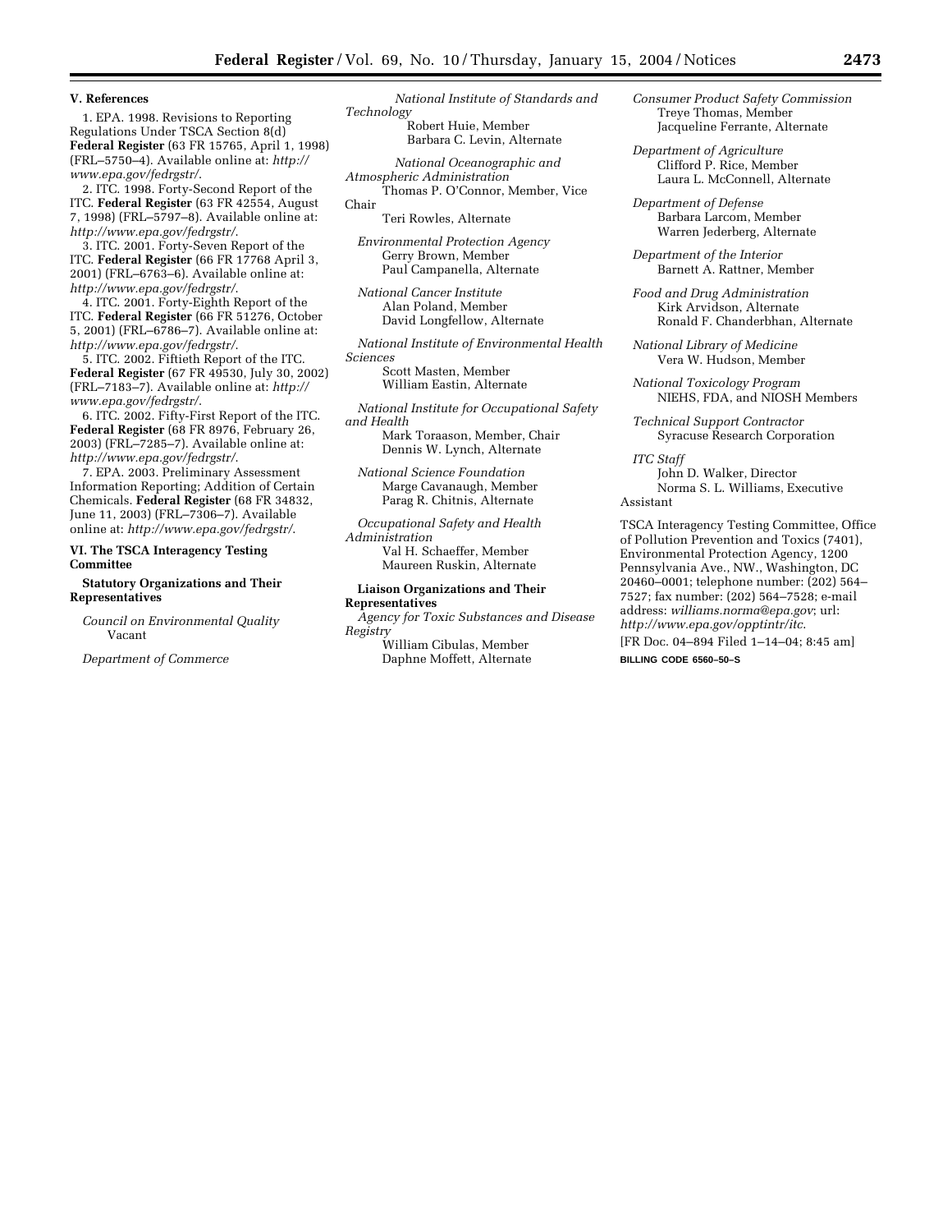## V. References

1. EPA. 1998. Revisions to Reporting Regulations Under TSCA Section 8(d) **Federal Register** (63 FR 15765, April 1, 1998) (FRL–5750–4). Available online at: *http://www.epa.gov/fedrgstr/*.

2. ITC. 1998. Forty-Second Report of the ITC. **Federal Register** (63 FR 42554, August 7, 1998) (FRL–5797–8). Available online at: *http://www.epa.gov/fedrgstr/*.

3. ITC. 2001. Forty-Seven Report of the ITC. **Federal Register** (66 FR 17768 April 3, 2001) (FRL–6763–6). Available online at: *http://www.epa.gov/fedrgstr/*.

4. ITC. 2001. Forty-Eighth Report of the ITC. **Federal Register** (66 FR 51276, October 5, 2001) (FRL–6786–7). Available online at: *http://www.epa.gov/fedrgstr/*.

5. ITC. 2002. Fiftieth Report of the ITC. **Federal Register** (67 FR 49530, July 30, 2002) (FRL–7183–7). Available online at: *http://www.epa.gov/fedrgstr/*.

6. ITC. 2002. Fifty-First Report of the ITC. **Federal Register** (68 FR 8976, February 26, 2003) (FRL–7285–7). Available online at: *http://www.epa.gov/fedrgstr/*.

7. EPA. 2003. Preliminary Assessment Information Reporting; Addition of Certain Chemicals. **Federal Register** (68 FR 34832, June 11, 2003) (FRL–7306–7). Available online at: *http://www.epa.gov/fedrgstr/*.

## VI. The TSCA Interagency Testing Committee

### Statutory Organizations and Their Representatives

*Council on Environmental Quality*
Vacant

*Department of Commerce*

*National Institute of Standards and Technology*
Robert Huie, Member
Barbara C. Levin, Alternate

*National Oceanographic and Atmospheric Administration*
Thomas P. O'Connor, Member, Vice Chair
Teri Rowles, Alternate

*Environmental Protection Agency*
Gerry Brown, Member
Paul Campanella, Alternate

*National Cancer Institute*
Alan Poland, Member
David Longfellow, Alternate

*National Institute of Environmental Health Sciences*
Scott Masten, Member
William Eastin, Alternate

*National Institute for Occupational Safety and Health*
Mark Toraason, Member, Chair
Dennis W. Lynch, Alternate

*National Science Foundation*
Marge Cavanaugh, Member
Parag R. Chitnis, Alternate

*Occupational Safety and Health Administration*
Val H. Schaeffer, Member
Maureen Ruskin, Alternate

### Liaison Organizations and Their Representatives

*Agency for Toxic Substances and Disease Registry*
William Cibulas, Member
Daphne Moffett, Alternate

*Consumer Product Safety Commission*
Treye Thomas, Member
Jacqueline Ferrante, Alternate

*Department of Agriculture*
Clifford P. Rice, Member
Laura L. McConnell, Alternate

*Department of Defense*
Barbara Larcom, Member
Warren Jederberg, Alternate

*Department of the Interior*
Barnett A. Rattner, Member

*Food and Drug Administration*
Kirk Arvidson, Alternate
Ronald F. Chanderbhan, Alternate

*National Library of Medicine*
Vera W. Hudson, Member

*National Toxicology Program*
NIEHS, FDA, and NIOSH Members

*Technical Support Contractor*
Syracuse Research Corporation

*ITC Staff*
John D. Walker, Director
Norma S. L. Williams, Executive Assistant

TSCA Interagency Testing Committee, Office of Pollution Prevention and Toxics (7401), Environmental Protection Agency, 1200 Pennsylvania Ave., NW., Washington, DC 20460–0001; telephone number: (202) 564–7527; fax number: (202) 564–7528; e-mail address: *williams.norma@epa.gov*; url: *http://www.epa.gov/opptintr/itc*.

[FR Doc. 04–894 Filed 1–14–04; 8:45 am]

**BILLING CODE 6560–50–S**